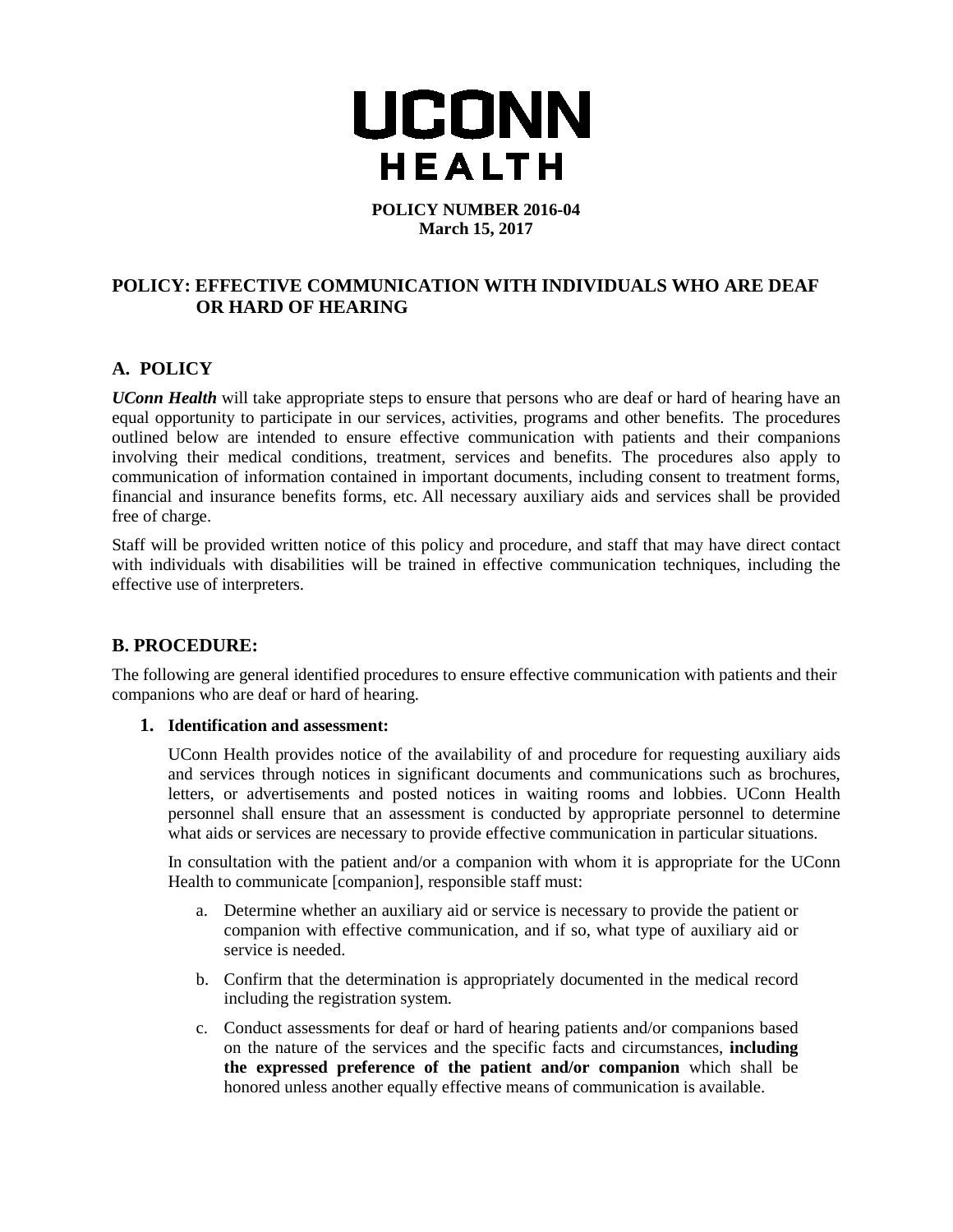# UCONN HEALTH

**POLICY NUMBER 2016-04**
**March 15, 2017**

## POLICY: EFFECTIVE COMMUNICATION WITH INDIVIDUALS WHO ARE DEAF OR HARD OF HEARING

## A. POLICY

***UConn Health*** will take appropriate steps to ensure that persons who are deaf or hard of hearing have an equal opportunity to participate in our services, activities, programs and other benefits. The procedures outlined below are intended to ensure effective communication with patients and their companions involving their medical conditions, treatment, services and benefits. The procedures also apply to communication of information contained in important documents, including consent to treatment forms, financial and insurance benefits forms, etc. All necessary auxiliary aids and services shall be provided free of charge.

Staff will be provided written notice of this policy and procedure, and staff that may have direct contact with individuals with disabilities will be trained in effective communication techniques, including the effective use of interpreters.

## B. PROCEDURE:

The following are general identified procedures to ensure effective communication with patients and their companions who are deaf or hard of hearing.

1. **Identification and assessment:**

   UConn Health provides notice of the availability of and procedure for requesting auxiliary aids and services through notices in significant documents and communications such as brochures, letters, or advertisements and posted notices in waiting rooms and lobbies. UConn Health personnel shall ensure that an assessment is conducted by appropriate personnel to determine what aids or services are necessary to provide effective communication in particular situations.

   In consultation with the patient and/or a companion with whom it is appropriate for the UConn Health to communicate [companion], responsible staff must:

   a. Determine whether an auxiliary aid or service is necessary to provide the patient or companion with effective communication, and if so, what type of auxiliary aid or service is needed.

   b. Confirm that the determination is appropriately documented in the medical record including the registration system.

   c. Conduct assessments for deaf or hard of hearing patients and/or companions based on the nature of the services and the specific facts and circumstances, **including the expressed preference of the patient and/or companion** which shall be honored unless another equally effective means of communication is available.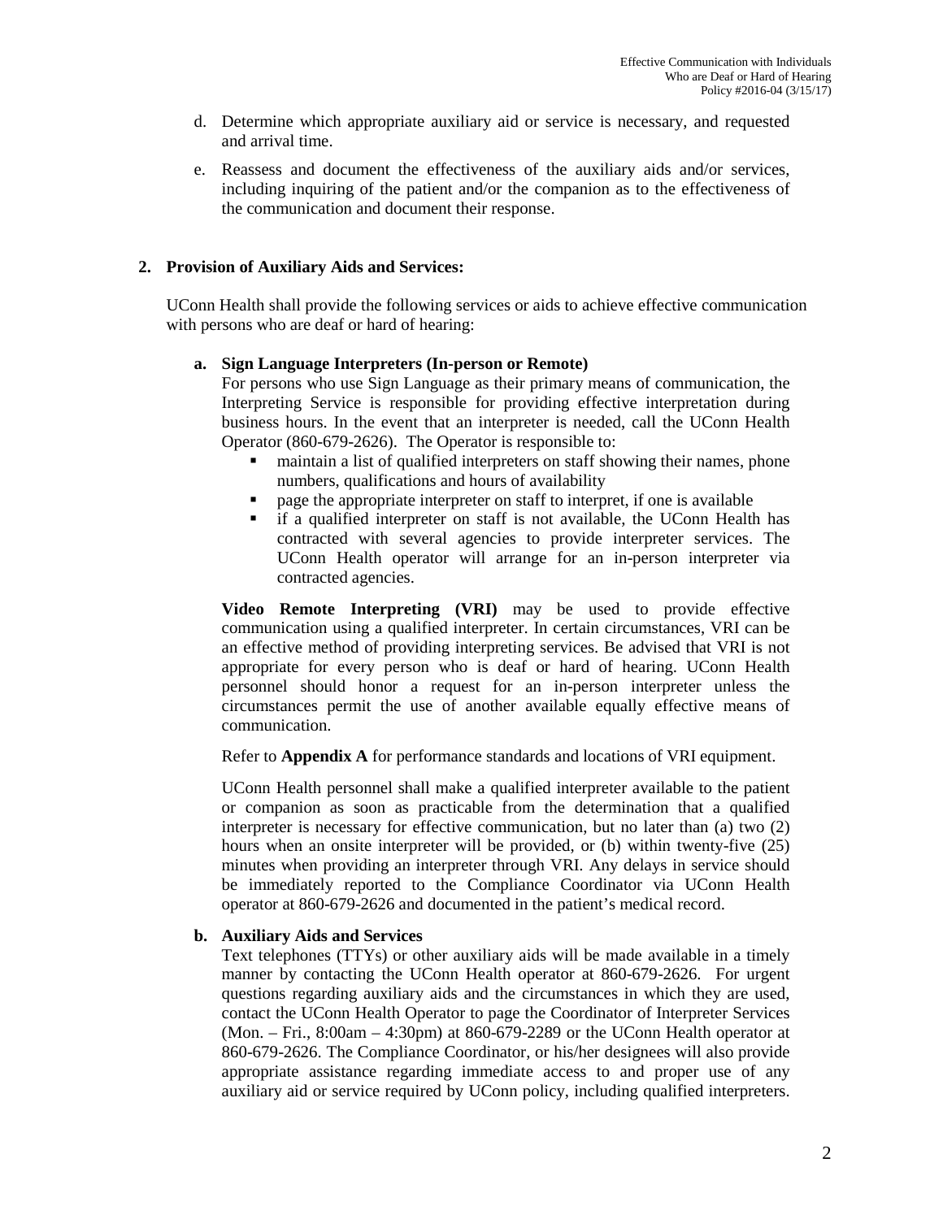d. Determine which appropriate auxiliary aid or service is necessary, and requested and arrival time.

e. Reassess and document the effectiveness of the auxiliary aids and/or services, including inquiring of the patient and/or the companion as to the effectiveness of the communication and document their response.

**2. Provision of Auxiliary Aids and Services:**

UConn Health shall provide the following services or aids to achieve effective communication with persons who are deaf or hard of hearing:

**a. Sign Language Interpreters (In-person or Remote)**

For persons who use Sign Language as their primary means of communication, the Interpreting Service is responsible for providing effective interpretation during business hours. In the event that an interpreter is needed, call the UConn Health Operator (860-679-2626). The Operator is responsible to:

- maintain a list of qualified interpreters on staff showing their names, phone numbers, qualifications and hours of availability
- page the appropriate interpreter on staff to interpret, if one is available
- if a qualified interpreter on staff is not available, the UConn Health has contracted with several agencies to provide interpreter services. The UConn Health operator will arrange for an in-person interpreter via contracted agencies.

**Video Remote Interpreting (VRI)** may be used to provide effective communication using a qualified interpreter. In certain circumstances, VRI can be an effective method of providing interpreting services. Be advised that VRI is not appropriate for every person who is deaf or hard of hearing. UConn Health personnel should honor a request for an in-person interpreter unless the circumstances permit the use of another available equally effective means of communication.

Refer to **Appendix A** for performance standards and locations of VRI equipment.

UConn Health personnel shall make a qualified interpreter available to the patient or companion as soon as practicable from the determination that a qualified interpreter is necessary for effective communication, but no later than (a) two (2) hours when an onsite interpreter will be provided, or (b) within twenty-five (25) minutes when providing an interpreter through VRI. Any delays in service should be immediately reported to the Compliance Coordinator via UConn Health operator at 860-679-2626 and documented in the patient's medical record.

**b. Auxiliary Aids and Services**

Text telephones (TTYs) or other auxiliary aids will be made available in a timely manner by contacting the UConn Health operator at 860-679-2626. For urgent questions regarding auxiliary aids and the circumstances in which they are used, contact the UConn Health Operator to page the Coordinator of Interpreter Services (Mon. – Fri., 8:00am – 4:30pm) at 860-679-2289 or the UConn Health operator at 860-679-2626. The Compliance Coordinator, or his/her designees will also provide appropriate assistance regarding immediate access to and proper use of any auxiliary aid or service required by UConn policy, including qualified interpreters.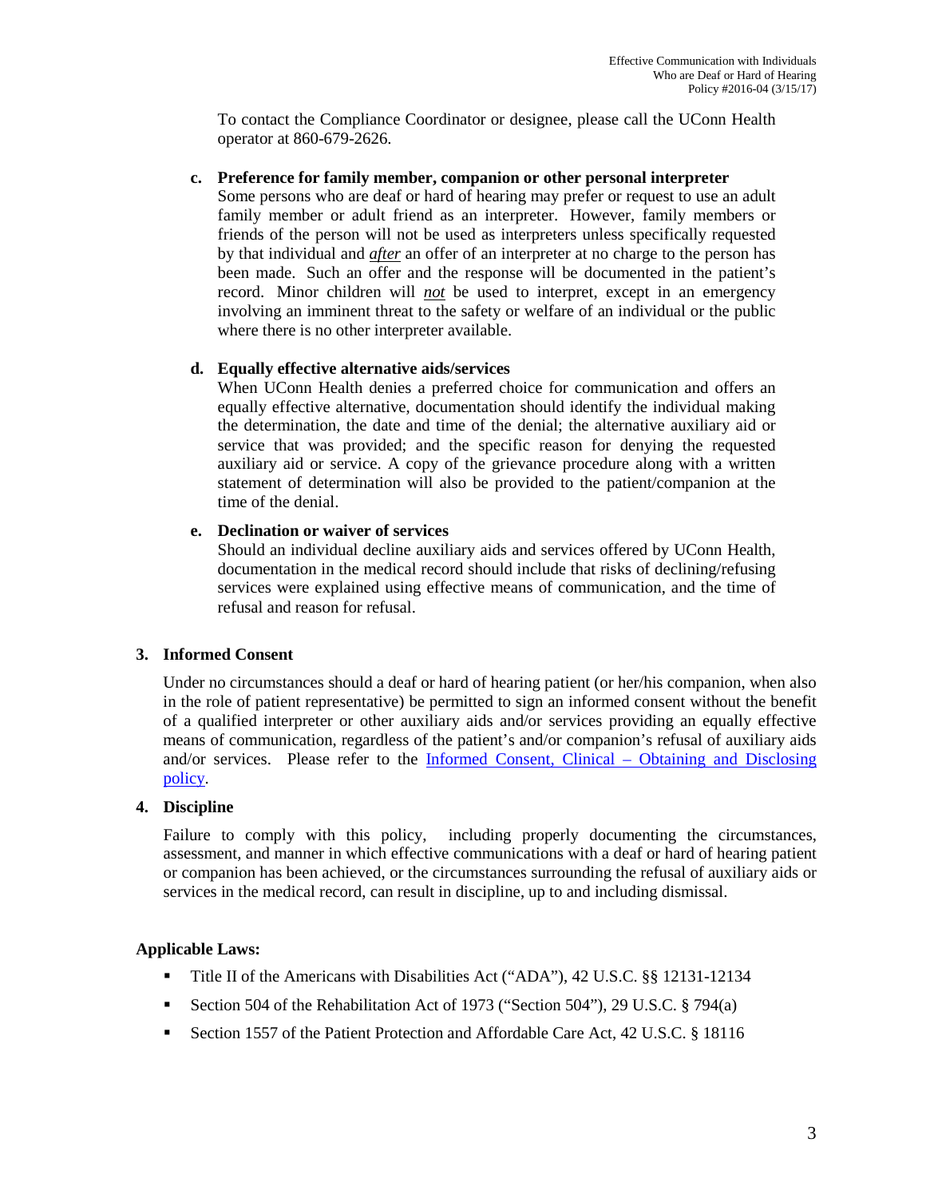To contact the Compliance Coordinator or designee, please call the UConn Health operator at 860-679-2626.

**c. Preference for family member, companion or other personal interpreter**

Some persons who are deaf or hard of hearing may prefer or request to use an adult family member or adult friend as an interpreter. However, family members or friends of the person will not be used as interpreters unless specifically requested by that individual and ***after*** an offer of an interpreter at no charge to the person has been made. Such an offer and the response will be documented in the patient's record. Minor children will ***not*** be used to interpret, except in an emergency involving an imminent threat to the safety or welfare of an individual or the public where there is no other interpreter available.

**d. Equally effective alternative aids/services**

When UConn Health denies a preferred choice for communication and offers an equally effective alternative, documentation should identify the individual making the determination, the date and time of the denial; the alternative auxiliary aid or service that was provided; and the specific reason for denying the requested auxiliary aid or service. A copy of the grievance procedure along with a written statement of determination will also be provided to the patient/companion at the time of the denial.

**e. Declination or waiver of services**

Should an individual decline auxiliary aids and services offered by UConn Health, documentation in the medical record should include that risks of declining/refusing services were explained using effective means of communication, and the time of refusal and reason for refusal.

**3. Informed Consent**

Under no circumstances should a deaf or hard of hearing patient (or her/his companion, when also in the role of patient representative) be permitted to sign an informed consent without the benefit of a qualified interpreter or other auxiliary aids and/or services providing an equally effective means of communication, regardless of the patient's and/or companion's refusal of auxiliary aids and/or services. Please refer to the Informed Consent, Clinical – Obtaining and Disclosing policy.

**4. Discipline**

Failure to comply with this policy, including properly documenting the circumstances, assessment, and manner in which effective communications with a deaf or hard of hearing patient or companion has been achieved, or the circumstances surrounding the refusal of auxiliary aids or services in the medical record, can result in discipline, up to and including dismissal.

**Applicable Laws:**

- Title II of the Americans with Disabilities Act ("ADA"), 42 U.S.C. §§ 12131-12134
- Section 504 of the Rehabilitation Act of 1973 ("Section 504"), 29 U.S.C. § 794(a)
- Section 1557 of the Patient Protection and Affordable Care Act, 42 U.S.C. § 18116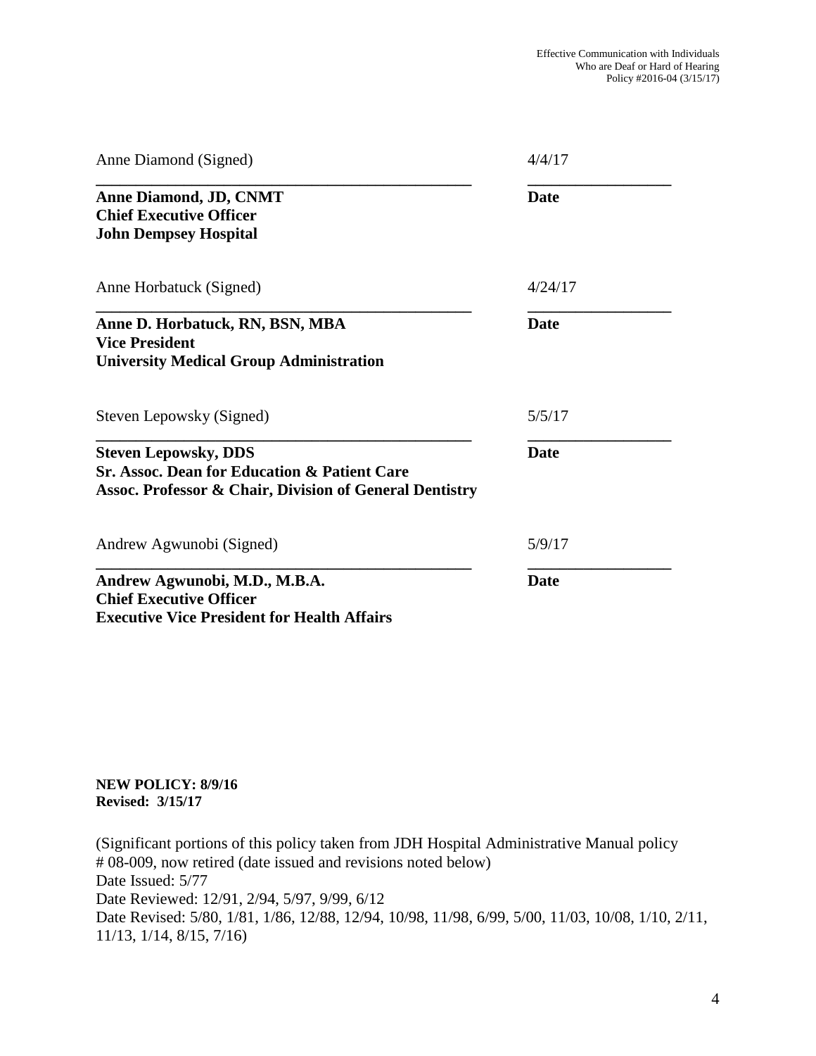Anne Diamond (Signed) 4/4/17

**Anne Diamond, JD, CNMT** **Date**
**Chief Executive Officer**
**John Dempsey Hospital**

Anne Horbatuck (Signed) 4/24/17

**Anne D. Horbatuck, RN, BSN, MBA** **Date**
**Vice President**
**University Medical Group Administration**

Steven Lepowsky (Signed) 5/5/17

**Steven Lepowsky, DDS** **Date**
**Sr. Assoc. Dean for Education & Patient Care**
**Assoc. Professor & Chair, Division of General Dentistry**

Andrew Agwunobi (Signed) 5/9/17

**Andrew Agwunobi, M.D., M.B.A.** **Date**
**Chief Executive Officer**
**Executive Vice President for Health Affairs**

**NEW POLICY: 8/9/16**
**Revised: 3/15/17**

(Significant portions of this policy taken from JDH Hospital Administrative Manual policy # 08-009, now retired (date issued and revisions noted below)
Date Issued: 5/77
Date Reviewed: 12/91, 2/94, 5/97, 9/99, 6/12
Date Revised: 5/80, 1/81, 1/86, 12/88, 12/94, 10/98, 11/98, 6/99, 5/00, 11/03, 10/08, 1/10, 2/11, 11/13, 1/14, 8/15, 7/16)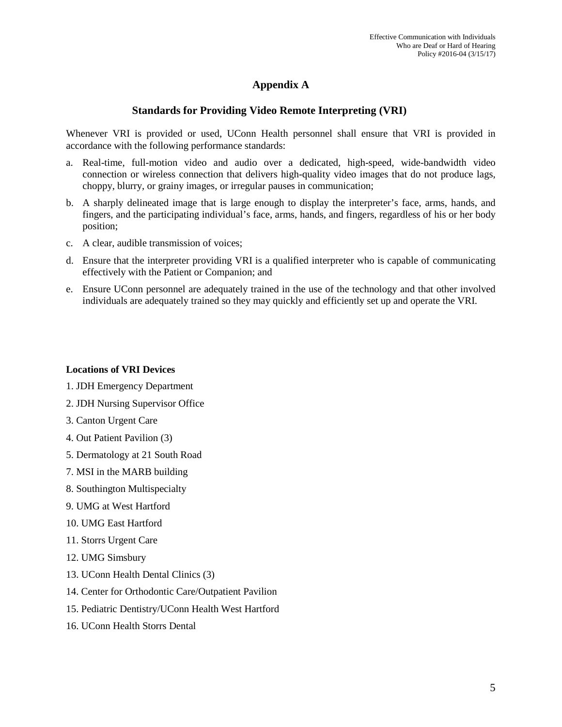# Appendix A

## Standards for Providing Video Remote Interpreting (VRI)

Whenever VRI is provided or used, UConn Health personnel shall ensure that VRI is provided in accordance with the following performance standards:

a. Real-time, full-motion video and audio over a dedicated, high-speed, wide-bandwidth video connection or wireless connection that delivers high-quality video images that do not produce lags, choppy, blurry, or grainy images, or irregular pauses in communication;

b. A sharply delineated image that is large enough to display the interpreter's face, arms, hands, and fingers, and the participating individual's face, arms, hands, and fingers, regardless of his or her body position;

c. A clear, audible transmission of voices;

d. Ensure that the interpreter providing VRI is a qualified interpreter who is capable of communicating effectively with the Patient or Companion; and

e. Ensure UConn personnel are adequately trained in the use of the technology and that other involved individuals are adequately trained so they may quickly and efficiently set up and operate the VRI.

**Locations of VRI Devices**

1. JDH Emergency Department
2. JDH Nursing Supervisor Office
3. Canton Urgent Care
4. Out Patient Pavilion (3)
5. Dermatology at 21 South Road
7. MSI in the MARB building
8. Southington Multispecialty
9. UMG at West Hartford
10. UMG East Hartford
11. Storrs Urgent Care
12. UMG Simsbury
13. UConn Health Dental Clinics (3)
14. Center for Orthodontic Care/Outpatient Pavilion
15. Pediatric Dentistry/UConn Health West Hartford
16. UConn Health Storrs Dental